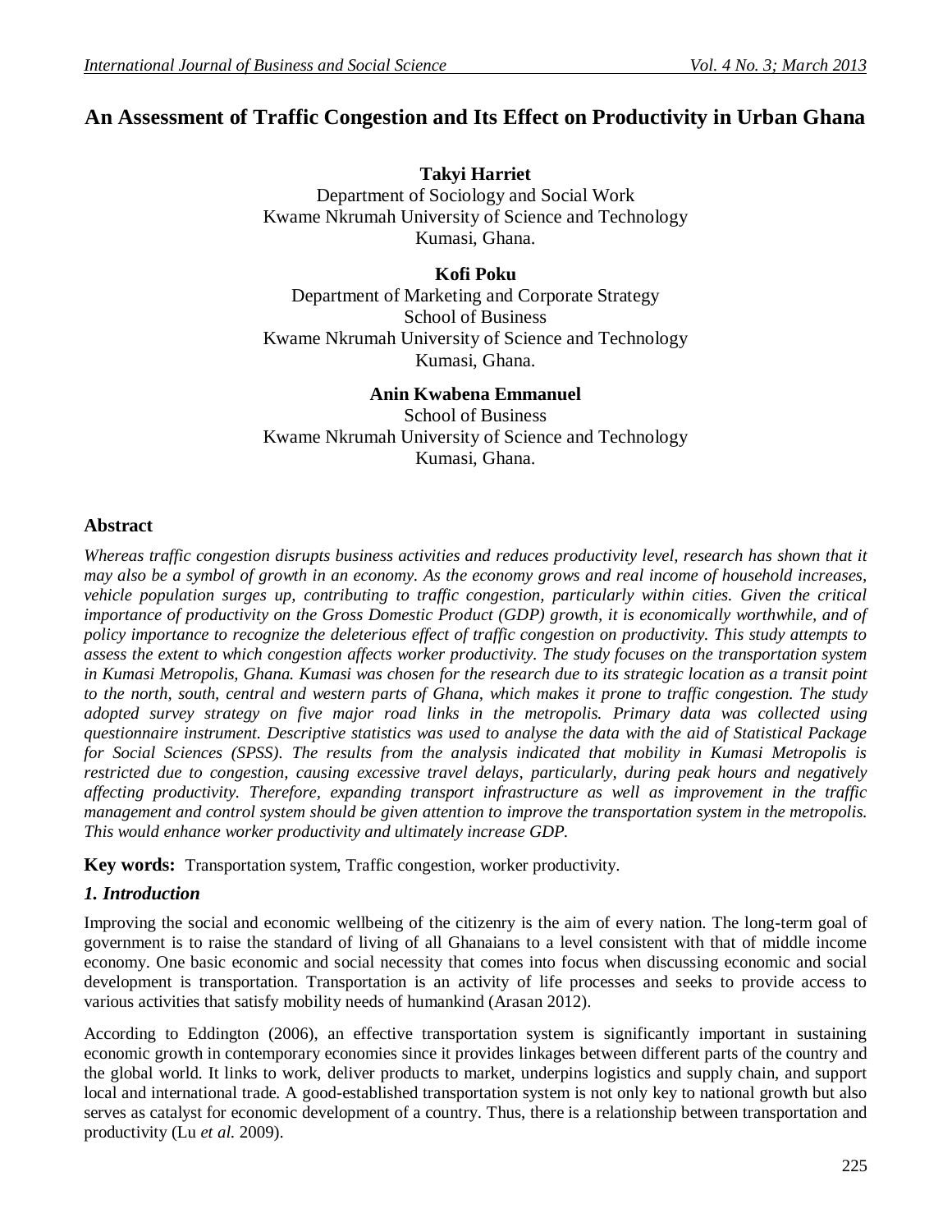# An Assessment of Traffic Congestion and Its Effect on Productivity in Urban Ghana

**Takyi Harriet**
Department of Sociology and Social Work
Kwame Nkrumah University of Science and Technology
Kumasi, Ghana.

**Kofi Poku**
Department of Marketing and Corporate Strategy
School of Business
Kwame Nkrumah University of Science and Technology
Kumasi, Ghana.

**Anin Kwabena Emmanuel**
School of Business
Kwame Nkrumah University of Science and Technology
Kumasi, Ghana.

## Abstract

*Whereas traffic congestion disrupts business activities and reduces productivity level, research has shown that it may also be a symbol of growth in an economy. As the economy grows and real income of household increases, vehicle population surges up, contributing to traffic congestion, particularly within cities. Given the critical importance of productivity on the Gross Domestic Product (GDP) growth, it is economically worthwhile, and of policy importance to recognize the deleterious effect of traffic congestion on productivity. This study attempts to assess the extent to which congestion affects worker productivity. The study focuses on the transportation system in Kumasi Metropolis, Ghana. Kumasi was chosen for the research due to its strategic location as a transit point to the north, south, central and western parts of Ghana, which makes it prone to traffic congestion. The study adopted survey strategy on five major road links in the metropolis. Primary data was collected using questionnaire instrument. Descriptive statistics was used to analyse the data with the aid of Statistical Package for Social Sciences (SPSS). The results from the analysis indicated that mobility in Kumasi Metropolis is restricted due to congestion, causing excessive travel delays, particularly, during peak hours and negatively affecting productivity. Therefore, expanding transport infrastructure as well as improvement in the traffic management and control system should be given attention to improve the transportation system in the metropolis. This would enhance worker productivity and ultimately increase GDP.*

**Key words:** Transportation system, Traffic congestion, worker productivity.

## *1. Introduction*

Improving the social and economic wellbeing of the citizenry is the aim of every nation. The long-term goal of government is to raise the standard of living of all Ghanaians to a level consistent with that of middle income economy. One basic economic and social necessity that comes into focus when discussing economic and social development is transportation. Transportation is an activity of life processes and seeks to provide access to various activities that satisfy mobility needs of humankind (Arasan 2012).

According to Eddington (2006), an effective transportation system is significantly important in sustaining economic growth in contemporary economies since it provides linkages between different parts of the country and the global world. It links to work, deliver products to market, underpins logistics and supply chain, and support local and international trade. A good-established transportation system is not only key to national growth but also serves as catalyst for economic development of a country. Thus, there is a relationship between transportation and productivity (Lu *et al.* 2009).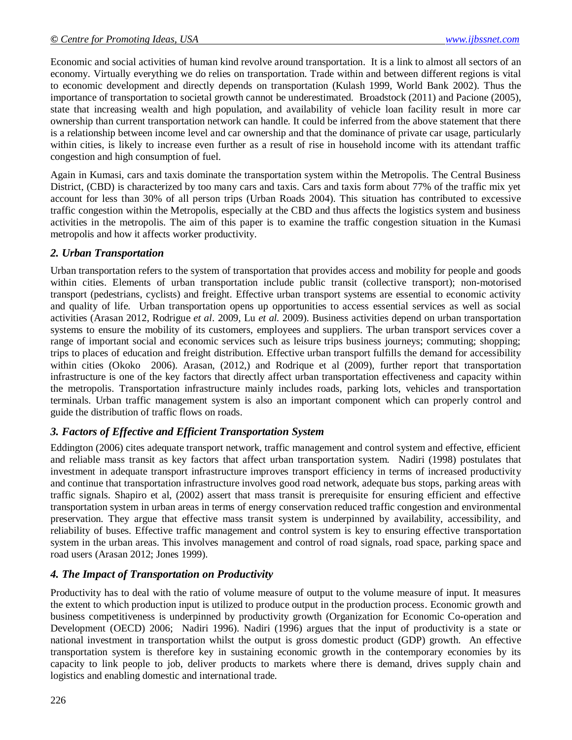Economic and social activities of human kind revolve around transportation. It is a link to almost all sectors of an economy. Virtually everything we do relies on transportation. Trade within and between different regions is vital to economic development and directly depends on transportation (Kulash 1999, World Bank 2002). Thus the importance of transportation to societal growth cannot be underestimated. Broadstock (2011) and Pacione (2005), state that increasing wealth and high population, and availability of vehicle loan facility result in more car ownership than current transportation network can handle. It could be inferred from the above statement that there is a relationship between income level and car ownership and that the dominance of private car usage, particularly within cities, is likely to increase even further as a result of rise in household income with its attendant traffic congestion and high consumption of fuel.

Again in Kumasi, cars and taxis dominate the transportation system within the Metropolis. The Central Business District, (CBD) is characterized by too many cars and taxis. Cars and taxis form about 77% of the traffic mix yet account for less than 30% of all person trips (Urban Roads 2004). This situation has contributed to excessive traffic congestion within the Metropolis, especially at the CBD and thus affects the logistics system and business activities in the metropolis. The aim of this paper is to examine the traffic congestion situation in the Kumasi metropolis and how it affects worker productivity.

### *2. Urban Transportation*

Urban transportation refers to the system of transportation that provides access and mobility for people and goods within cities. Elements of urban transportation include public transit (collective transport); non-motorised transport (pedestrians, cyclists) and freight. Effective urban transport systems are essential to economic activity and quality of life. Urban transportation opens up opportunities to access essential services as well as social activities (Arasan 2012, Rodrigue *et al*. 2009, Lu *et al.* 2009). Business activities depend on urban transportation systems to ensure the mobility of its customers, employees and suppliers. The urban transport services cover a range of important social and economic services such as leisure trips business journeys; commuting; shopping; trips to places of education and freight distribution. Effective urban transport fulfills the demand for accessibility within cities (Okoko 2006). Arasan, (2012,) and Rodrique et al (2009), further report that transportation infrastructure is one of the key factors that directly affect urban transportation effectiveness and capacity within the metropolis. Transportation infrastructure mainly includes roads, parking lots, vehicles and transportation terminals. Urban traffic management system is also an important component which can properly control and guide the distribution of traffic flows on roads.

### *3. Factors of Effective and Efficient Transportation System*

Eddington (2006) cites adequate transport network, traffic management and control system and effective, efficient and reliable mass transit as key factors that affect urban transportation system. Nadiri (1998) postulates that investment in adequate transport infrastructure improves transport efficiency in terms of increased productivity and continue that transportation infrastructure involves good road network, adequate bus stops, parking areas with traffic signals. Shapiro et al, (2002) assert that mass transit is prerequisite for ensuring efficient and effective transportation system in urban areas in terms of energy conservation reduced traffic congestion and environmental preservation. They argue that effective mass transit system is underpinned by availability, accessibility, and reliability of buses. Effective traffic management and control system is key to ensuring effective transportation system in the urban areas. This involves management and control of road signals, road space, parking space and road users (Arasan 2012; Jones 1999).

### *4. The Impact of Transportation on Productivity*

Productivity has to deal with the ratio of volume measure of output to the volume measure of input. It measures the extent to which production input is utilized to produce output in the production process. Economic growth and business competitiveness is underpinned by productivity growth (Organization for Economic Co-operation and Development (OECD) 2006; Nadiri 1996). Nadiri (1996) argues that the input of productivity is a state or national investment in transportation whilst the output is gross domestic product (GDP) growth. An effective transportation system is therefore key in sustaining economic growth in the contemporary economies by its capacity to link people to job, deliver products to markets where there is demand, drives supply chain and logistics and enabling domestic and international trade.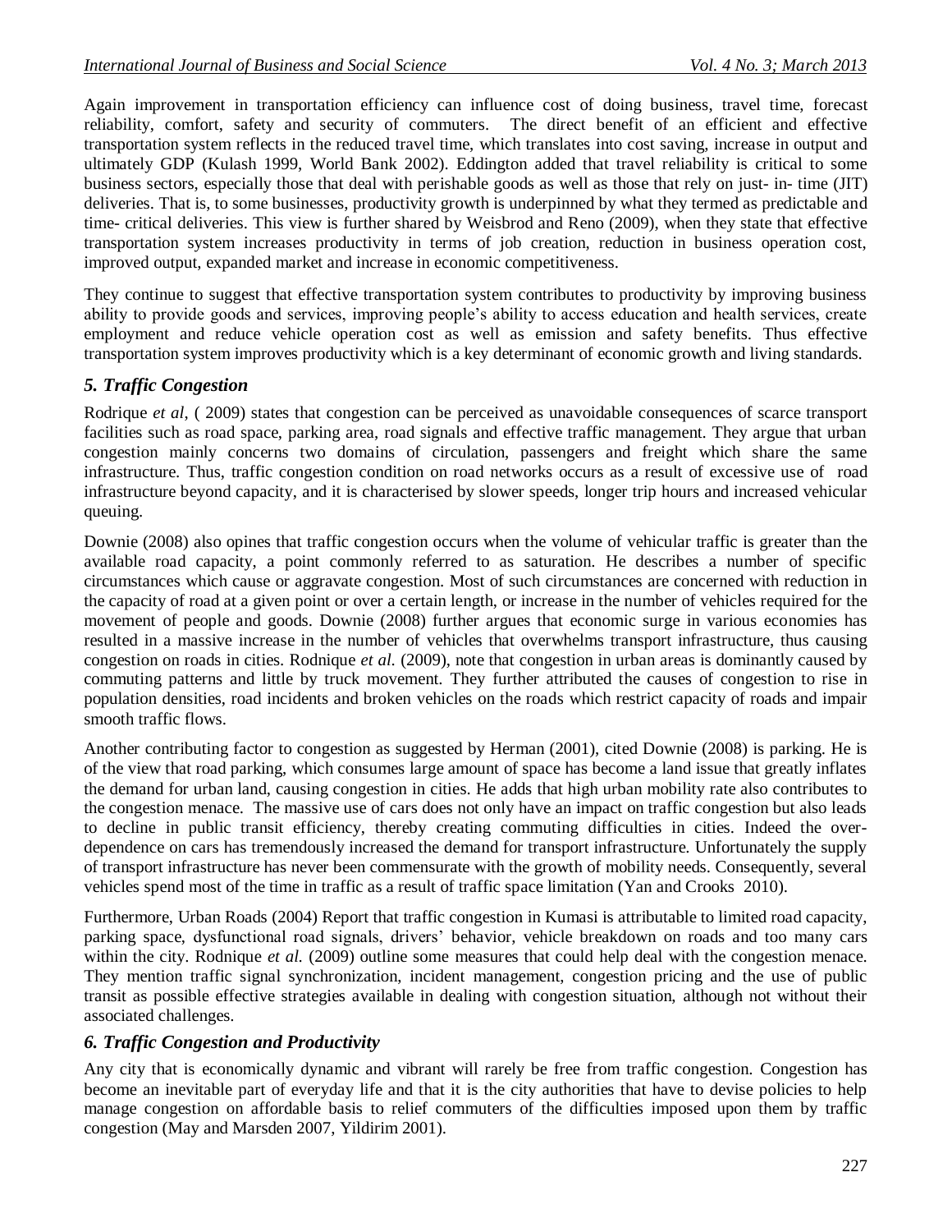Again improvement in transportation efficiency can influence cost of doing business, travel time, forecast reliability, comfort, safety and security of commuters. The direct benefit of an efficient and effective transportation system reflects in the reduced travel time, which translates into cost saving, increase in output and ultimately GDP (Kulash 1999, World Bank 2002). Eddington added that travel reliability is critical to some business sectors, especially those that deal with perishable goods as well as those that rely on just- in- time (JIT) deliveries. That is, to some businesses, productivity growth is underpinned by what they termed as predictable and time- critical deliveries. This view is further shared by Weisbrod and Reno (2009), when they state that effective transportation system increases productivity in terms of job creation, reduction in business operation cost, improved output, expanded market and increase in economic competitiveness.

They continue to suggest that effective transportation system contributes to productivity by improving business ability to provide goods and services, improving people's ability to access education and health services, create employment and reduce vehicle operation cost as well as emission and safety benefits. Thus effective transportation system improves productivity which is a key determinant of economic growth and living standards.

## *5. Traffic Congestion*

Rodrique *et al*, ( 2009) states that congestion can be perceived as unavoidable consequences of scarce transport facilities such as road space, parking area, road signals and effective traffic management. They argue that urban congestion mainly concerns two domains of circulation, passengers and freight which share the same infrastructure. Thus, traffic congestion condition on road networks occurs as a result of excessive use of road infrastructure beyond capacity, and it is characterised by slower speeds, longer trip hours and increased vehicular queuing.

Downie (2008) also opines that traffic congestion occurs when the volume of vehicular traffic is greater than the available road capacity, a point commonly referred to as saturation. He describes a number of specific circumstances which cause or aggravate congestion. Most of such circumstances are concerned with reduction in the capacity of road at a given point or over a certain length, or increase in the number of vehicles required for the movement of people and goods. Downie (2008) further argues that economic surge in various economies has resulted in a massive increase in the number of vehicles that overwhelms transport infrastructure, thus causing congestion on roads in cities. Rodnique *et al.* (2009), note that congestion in urban areas is dominantly caused by commuting patterns and little by truck movement. They further attributed the causes of congestion to rise in population densities, road incidents and broken vehicles on the roads which restrict capacity of roads and impair smooth traffic flows.

Another contributing factor to congestion as suggested by Herman (2001), cited Downie (2008) is parking. He is of the view that road parking, which consumes large amount of space has become a land issue that greatly inflates the demand for urban land, causing congestion in cities. He adds that high urban mobility rate also contributes to the congestion menace. The massive use of cars does not only have an impact on traffic congestion but also leads to decline in public transit efficiency, thereby creating commuting difficulties in cities. Indeed the over-dependence on cars has tremendously increased the demand for transport infrastructure. Unfortunately the supply of transport infrastructure has never been commensurate with the growth of mobility needs. Consequently, several vehicles spend most of the time in traffic as a result of traffic space limitation (Yan and Crooks 2010).

Furthermore, Urban Roads (2004) Report that traffic congestion in Kumasi is attributable to limited road capacity, parking space, dysfunctional road signals, drivers' behavior, vehicle breakdown on roads and too many cars within the city. Rodnique *et al.* (2009) outline some measures that could help deal with the congestion menace. They mention traffic signal synchronization, incident management, congestion pricing and the use of public transit as possible effective strategies available in dealing with congestion situation, although not without their associated challenges.

## *6. Traffic Congestion and Productivity*

Any city that is economically dynamic and vibrant will rarely be free from traffic congestion. Congestion has become an inevitable part of everyday life and that it is the city authorities that have to devise policies to help manage congestion on affordable basis to relief commuters of the difficulties imposed upon them by traffic congestion (May and Marsden 2007, Yildirim 2001).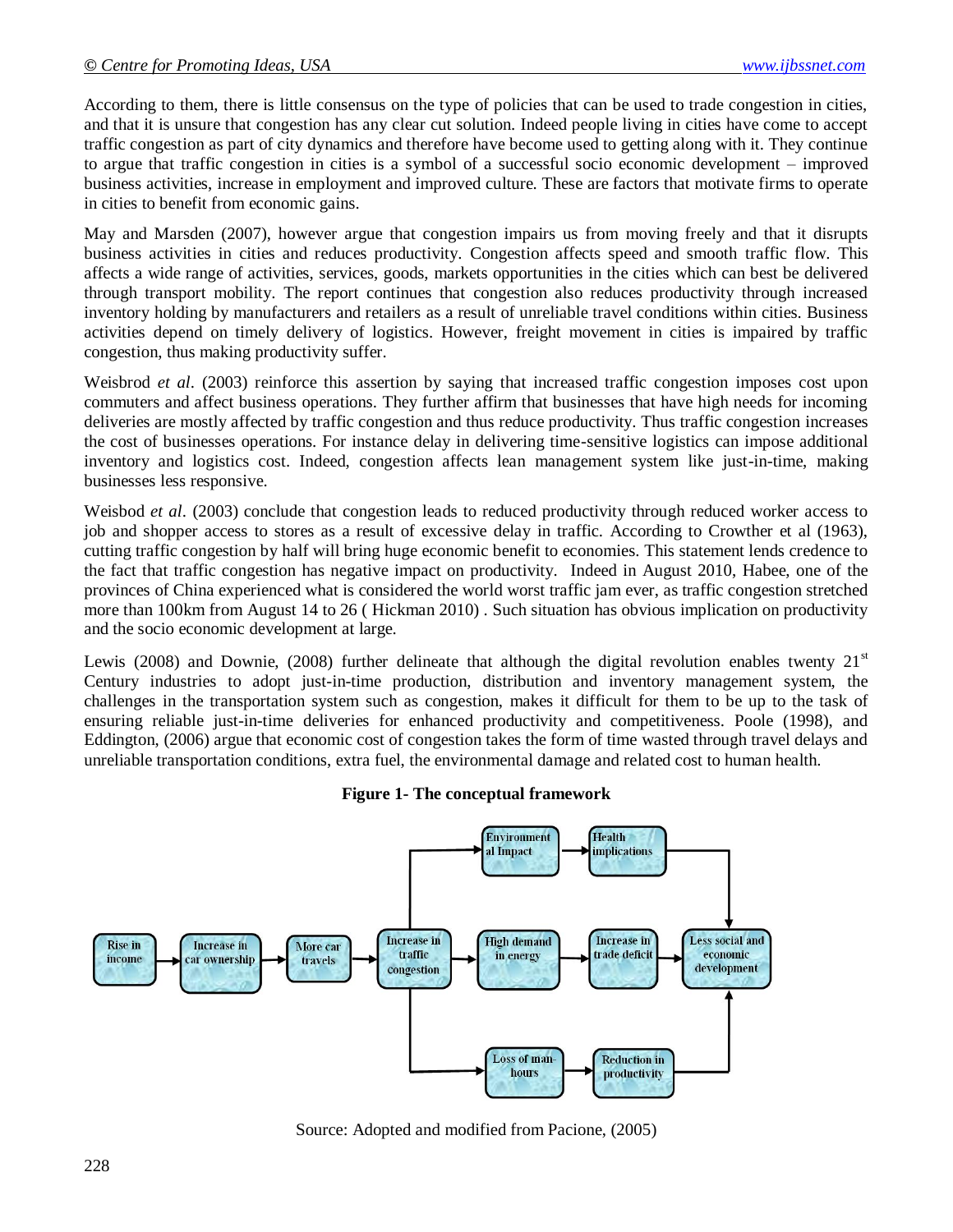According to them, there is little consensus on the type of policies that can be used to trade congestion in cities, and that it is unsure that congestion has any clear cut solution. Indeed people living in cities have come to accept traffic congestion as part of city dynamics and therefore have become used to getting along with it. They continue to argue that traffic congestion in cities is a symbol of a successful socio economic development – improved business activities, increase in employment and improved culture. These are factors that motivate firms to operate in cities to benefit from economic gains.

May and Marsden (2007), however argue that congestion impairs us from moving freely and that it disrupts business activities in cities and reduces productivity. Congestion affects speed and smooth traffic flow. This affects a wide range of activities, services, goods, markets opportunities in the cities which can best be delivered through transport mobility. The report continues that congestion also reduces productivity through increased inventory holding by manufacturers and retailers as a result of unreliable travel conditions within cities. Business activities depend on timely delivery of logistics. However, freight movement in cities is impaired by traffic congestion, thus making productivity suffer.

Weisbrod *et al*. (2003) reinforce this assertion by saying that increased traffic congestion imposes cost upon commuters and affect business operations. They further affirm that businesses that have high needs for incoming deliveries are mostly affected by traffic congestion and thus reduce productivity. Thus traffic congestion increases the cost of businesses operations. For instance delay in delivering time-sensitive logistics can impose additional inventory and logistics cost. Indeed, congestion affects lean management system like just-in-time, making businesses less responsive.

Weisbod *et al*. (2003) conclude that congestion leads to reduced productivity through reduced worker access to job and shopper access to stores as a result of excessive delay in traffic. According to Crowther et al (1963), cutting traffic congestion by half will bring huge economic benefit to economies. This statement lends credence to the fact that traffic congestion has negative impact on productivity. Indeed in August 2010, Habee, one of the provinces of China experienced what is considered the world worst traffic jam ever, as traffic congestion stretched more than 100km from August 14 to 26 ( Hickman 2010) . Such situation has obvious implication on productivity and the socio economic development at large.

Lewis (2008) and Downie, (2008) further delineate that although the digital revolution enables twenty 21st Century industries to adopt just-in-time production, distribution and inventory management system, the challenges in the transportation system such as congestion, makes it difficult for them to be up to the task of ensuring reliable just-in-time deliveries for enhanced productivity and competitiveness. Poole (1998), and Eddington, (2006) argue that economic cost of congestion takes the form of time wasted through travel delays and unreliable transportation conditions, extra fuel, the environmental damage and related cost to human health.

**Figure 1- The conceptual framework**

Rise in income → Increase in car ownership → More car travels → Increase in traffic congestion

Increase in traffic congestion → Environmental Impact → Health implications → Less social and economic development

Increase in traffic congestion → High demand in energy → Increase in trade deficit → Less social and economic development

Increase in traffic congestion → Loss of man-hours → Reduction in productivity → Less social and economic development

Source: Adopted and modified from Pacione, (2005)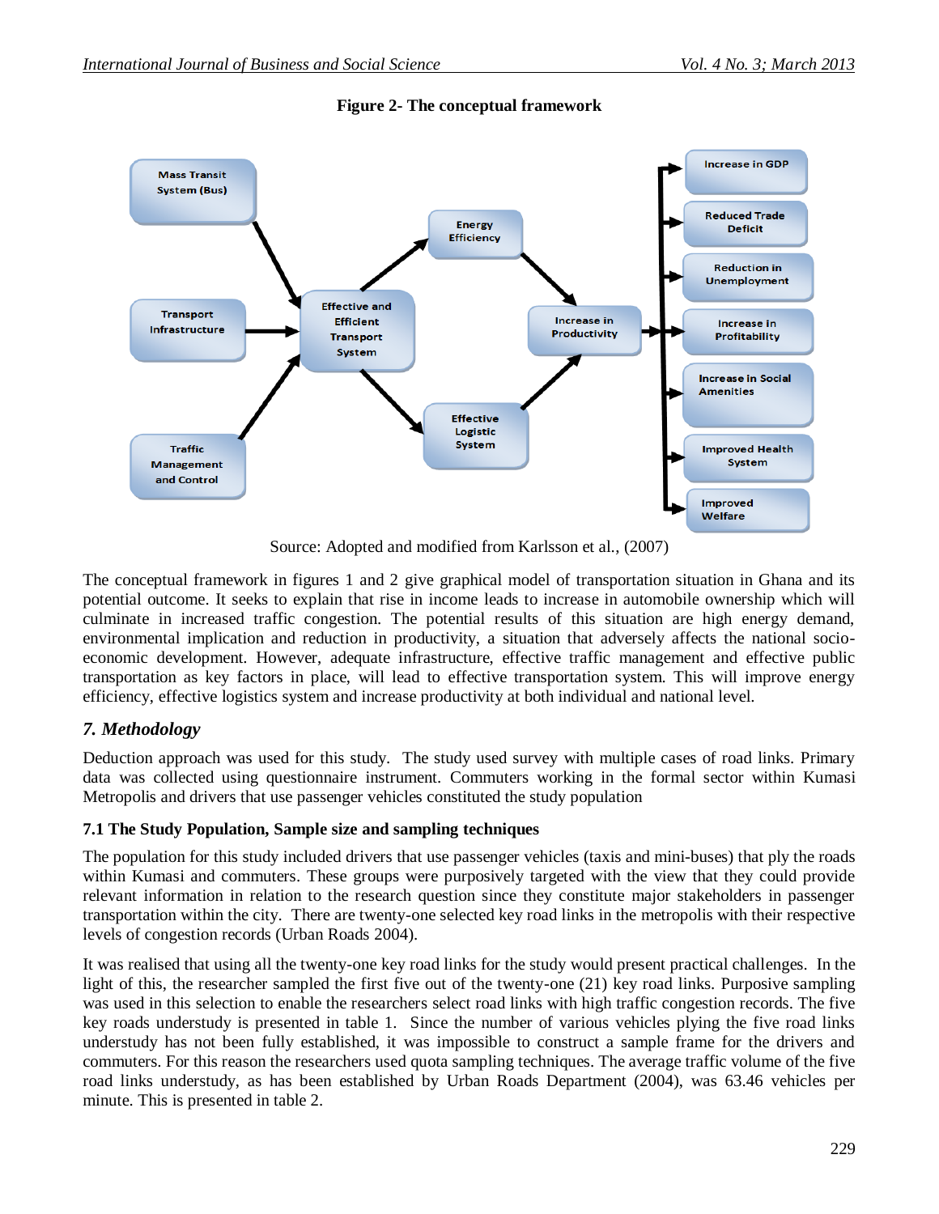**Figure 2- The conceptual framework**

Source: Adopted and modified from Karlsson et al., (2007)

The conceptual framework in figures 1 and 2 give graphical model of transportation situation in Ghana and its potential outcome. It seeks to explain that rise in income leads to increase in automobile ownership which will culminate in increased traffic congestion. The potential results of this situation are high energy demand, environmental implication and reduction in productivity, a situation that adversely affects the national socio-economic development. However, adequate infrastructure, effective traffic management and effective public transportation as key factors in place, will lead to effective transportation system. This will improve energy efficiency, effective logistics system and increase productivity at both individual and national level.

## *7. Methodology*

Deduction approach was used for this study. The study used survey with multiple cases of road links. Primary data was collected using questionnaire instrument. Commuters working in the formal sector within Kumasi Metropolis and drivers that use passenger vehicles constituted the study population

### 7.1 The Study Population, Sample size and sampling techniques

The population for this study included drivers that use passenger vehicles (taxis and mini-buses) that ply the roads within Kumasi and commuters. These groups were purposively targeted with the view that they could provide relevant information in relation to the research question since they constitute major stakeholders in passenger transportation within the city. There are twenty-one selected key road links in the metropolis with their respective levels of congestion records (Urban Roads 2004).

It was realised that using all the twenty-one key road links for the study would present practical challenges. In the light of this, the researcher sampled the first five out of the twenty-one (21) key road links. Purposive sampling was used in this selection to enable the researchers select road links with high traffic congestion records. The five key roads understudy is presented in table 1. Since the number of various vehicles plying the five road links understudy has not been fully established, it was impossible to construct a sample frame for the drivers and commuters. For this reason the researchers used quota sampling techniques. The average traffic volume of the five road links understudy, as has been established by Urban Roads Department (2004), was 63.46 vehicles per minute. This is presented in table 2.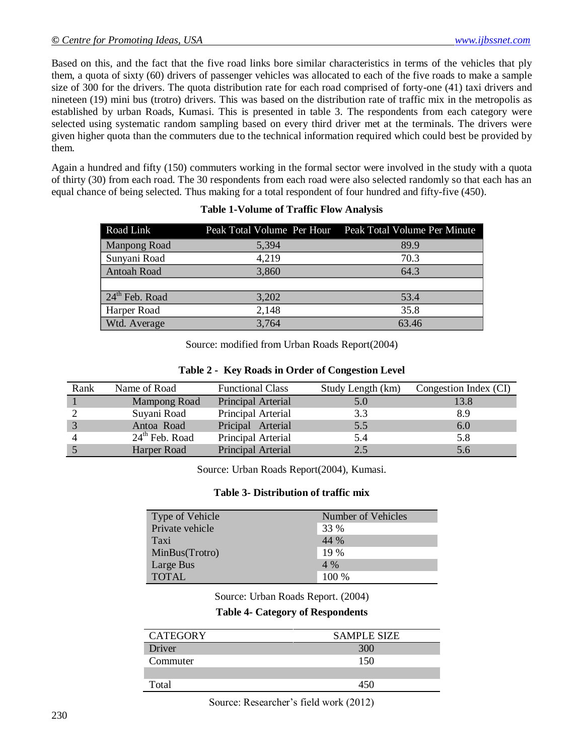Based on this, and the fact that the five road links bore similar characteristics in terms of the vehicles that ply them, a quota of sixty (60) drivers of passenger vehicles was allocated to each of the five roads to make a sample size of 300 for the drivers. The quota distribution rate for each road comprised of forty-one (41) taxi drivers and nineteen (19) mini bus (trotro) drivers. This was based on the distribution rate of traffic mix in the metropolis as established by urban Roads, Kumasi. This is presented in table 3. The respondents from each category were selected using systematic random sampling based on every third driver met at the terminals. The drivers were given higher quota than the commuters due to the technical information required which could best be provided by them.

Again a hundred and fifty (150) commuters working in the formal sector were involved in the study with a quota of thirty (30) from each road. The 30 respondents from each road were also selected randomly so that each has an equal chance of being selected. Thus making for a total respondent of four hundred and fifty-five (450).

**Table 1-Volume of Traffic Flow Analysis**

| Road Link | Peak Total Volume Per Hour | Peak Total Volume Per Minute |
|---|---|---|
| Manpong Road | 5,394 | 89.9 |
| Sunyani Road | 4,219 | 70.3 |
| Antoah Road | 3,860 | 64.3 |
| | | |
| 24th Feb. Road | 3,202 | 53.4 |
| Harper Road | 2,148 | 35.8 |
| Wtd. Average | 3,764 | 63.46 |

Source: modified from Urban Roads Report(2004)

**Table 2 - Key Roads in Order of Congestion Level**

| Rank | Name of Road | Functional Class | Study Length (km) | Congestion Index (CI) |
|---|---|---|---|---|
| 1 | Mampong Road | Principal Arterial | 5.0 | 13.8 |
| 2 | Suyani Road | Principal Arterial | 3.3 | 8.9 |
| 3 | Antoa Road | Pricipal Arterial | 5.5 | 6.0 |
| 4 | 24th Feb. Road | Principal Arterial | 5.4 | 5.8 |
| 5 | Harper Road | Principal Arterial | 2.5 | 5.6 |

Source: Urban Roads Report(2004), Kumasi.

**Table 3- Distribution of traffic mix**

| Type of Vehicle | Number of Vehicles |
|---|---|
| Private vehicle | 33 % |
| Taxi | 44 % |
| MinBus(Trotro) | 19 % |
| Large Bus | 4 % |
| TOTAL | 100 % |

Source: Urban Roads Report. (2004)

**Table 4- Category of Respondents**

| CATEGORY | SAMPLE SIZE |
|---|---|
| Driver | 300 |
| Commuter | 150 |
| | |
| Total | 450 |

Source: Researcher's field work (2012)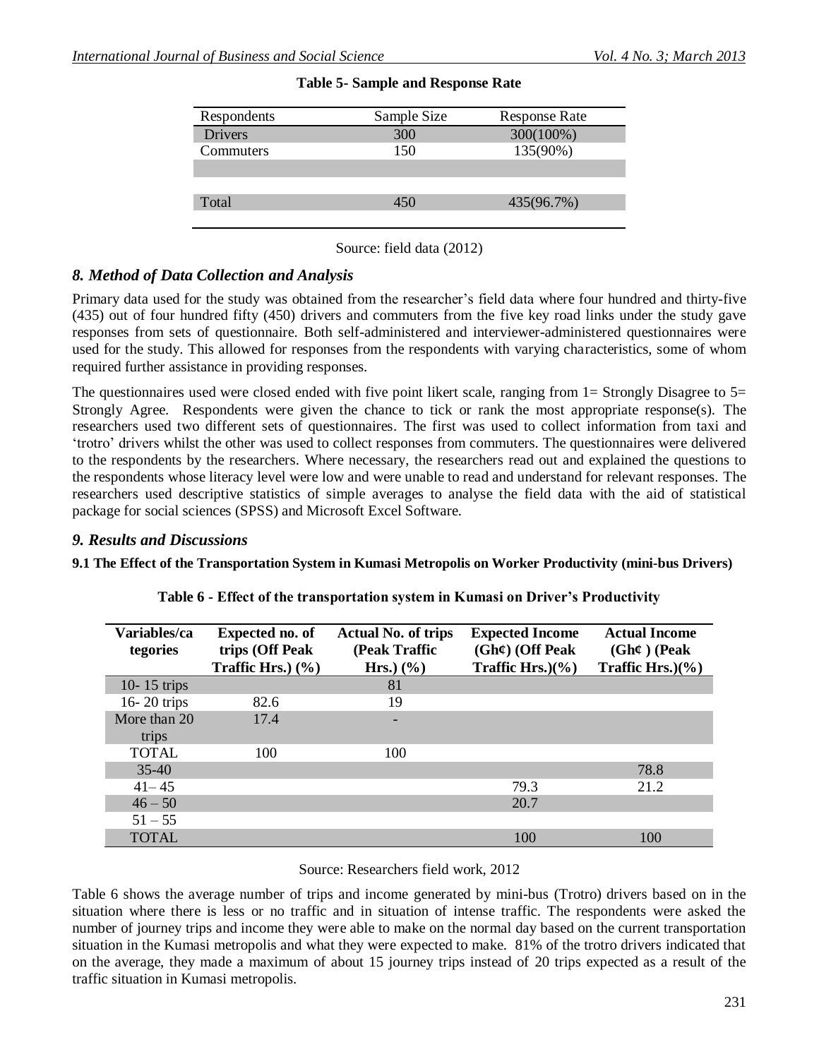**Table 5- Sample and Response Rate**

| Respondents | Sample Size | Response Rate |
|---|---|---|
| Drivers | 300 | 300(100%) |
| Commuters | 150 | 135(90%) |
| | | |
| | | |
| Total | 450 | 435(96.7%) |

Source: field data (2012)

## *8. Method of Data Collection and Analysis*

Primary data used for the study was obtained from the researcher's field data where four hundred and thirty-five (435) out of four hundred fifty (450) drivers and commuters from the five key road links under the study gave responses from sets of questionnaire. Both self-administered and interviewer-administered questionnaires were used for the study. This allowed for responses from the respondents with varying characteristics, some of whom required further assistance in providing responses.

The questionnaires used were closed ended with five point likert scale, ranging from 1= Strongly Disagree to 5= Strongly Agree. Respondents were given the chance to tick or rank the most appropriate response(s). The researchers used two different sets of questionnaires. The first was used to collect information from taxi and 'trotro' drivers whilst the other was used to collect responses from commuters. The questionnaires were delivered to the respondents by the researchers. Where necessary, the researchers read out and explained the questions to the respondents whose literacy level were low and were unable to read and understand for relevant responses. The researchers used descriptive statistics of simple averages to analyse the field data with the aid of statistical package for social sciences (SPSS) and Microsoft Excel Software.

## *9. Results and Discussions*

### 9.1 The Effect of the Transportation System in Kumasi Metropolis on Worker Productivity (mini-bus Drivers)

**Table 6 - Effect of the transportation system in Kumasi on Driver's Productivity**

| Variables/categories | Expected no. of trips (Off Peak Traffic Hrs.) (%) | Actual No. of trips (Peak Traffic Hrs.) (%) | Expected Income (Gh¢) (Off Peak Traffic Hrs.)(%) | Actual Income (Gh¢ ) (Peak Traffic Hrs.)(%) |
|---|---|---|---|---|
| 10- 15 trips | | 81 | | |
| 16- 20 trips | 82.6 | 19 | | |
| More than 20 trips | 17.4 | - | | |
| TOTAL | 100 | 100 | | |
| 35-40 | | | | 78.8 |
| 41– 45 | | | 79.3 | 21.2 |
| 46 – 50 | | | 20.7 | |
| 51 – 55 | | | | |
| TOTAL | | | 100 | 100 |

Source: Researchers field work, 2012

Table 6 shows the average number of trips and income generated by mini-bus (Trotro) drivers based on in the situation where there is less or no traffic and in situation of intense traffic. The respondents were asked the number of journey trips and income they were able to make on the normal day based on the current transportation situation in the Kumasi metropolis and what they were expected to make. 81% of the trotro drivers indicated that on the average, they made a maximum of about 15 journey trips instead of 20 trips expected as a result of the traffic situation in Kumasi metropolis.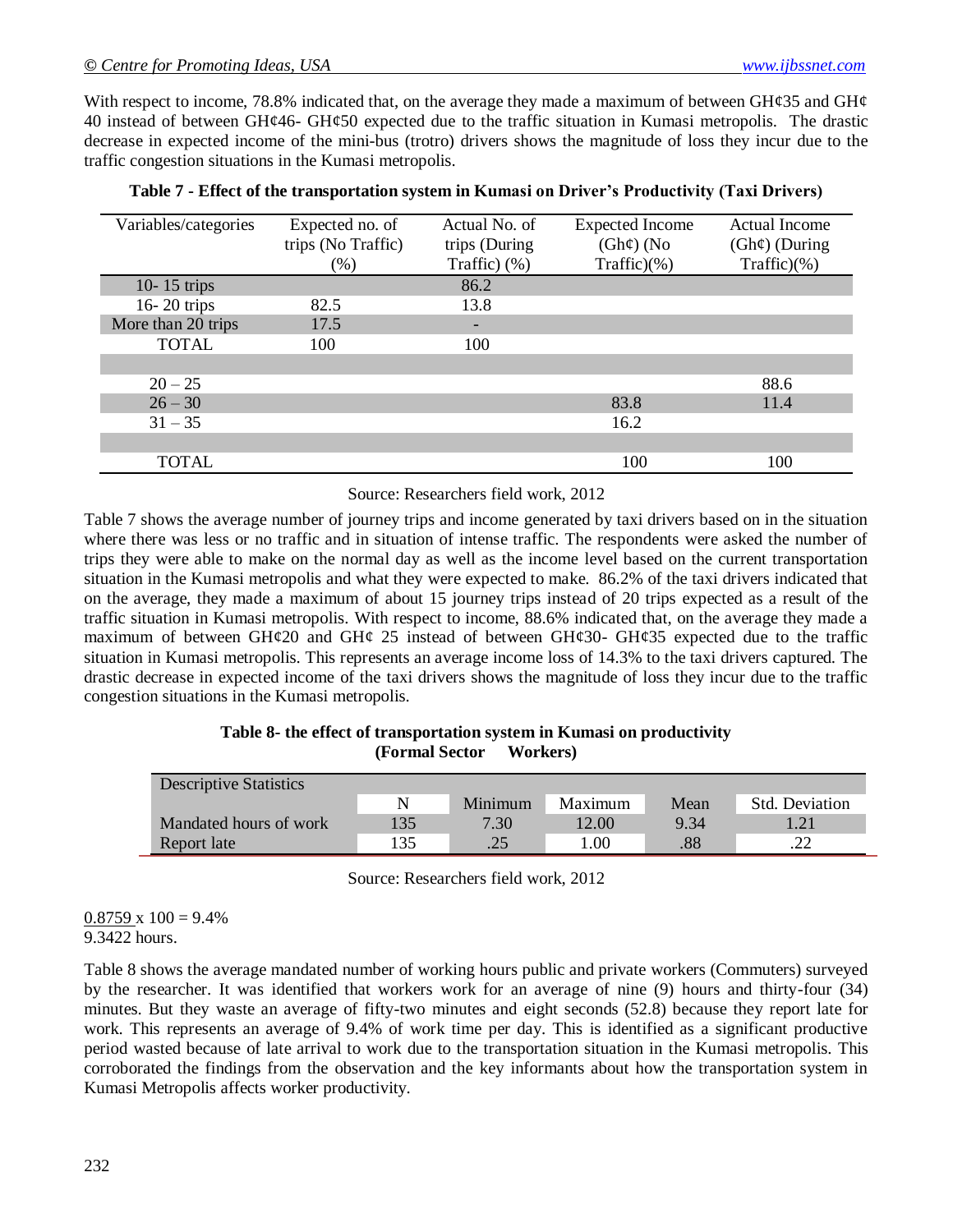With respect to income, 78.8% indicated that, on the average they made a maximum of between GH¢35 and GH¢ 40 instead of between GH¢46- GH¢50 expected due to the traffic situation in Kumasi metropolis. The drastic decrease in expected income of the mini-bus (trotro) drivers shows the magnitude of loss they incur due to the traffic congestion situations in the Kumasi metropolis.

**Table 7 - Effect of the transportation system in Kumasi on Driver's Productivity (Taxi Drivers)**

| Variables/categories | Expected no. of trips (No Traffic) (%) | Actual No. of trips (During Traffic) (%) | Expected Income (Gh¢) (No Traffic)(%) | Actual Income (Gh¢) (During Traffic)(%) |
|---|---|---|---|---|
| 10- 15 trips | | 86.2 | | |
| 16- 20 trips | 82.5 | 13.8 | | |
| More than 20 trips | 17.5 | - | | |
| TOTAL | 100 | 100 | | |
| | | | | |
| 20 – 25 | | | | 88.6 |
| 26 – 30 | | | 83.8 | 11.4 |
| 31 – 35 | | | 16.2 | |
| | | | | |
| TOTAL | | | 100 | 100 |

Source: Researchers field work, 2012

Table 7 shows the average number of journey trips and income generated by taxi drivers based on in the situation where there was less or no traffic and in situation of intense traffic. The respondents were asked the number of trips they were able to make on the normal day as well as the income level based on the current transportation situation in the Kumasi metropolis and what they were expected to make. 86.2% of the taxi drivers indicated that on the average, they made a maximum of about 15 journey trips instead of 20 trips expected as a result of the traffic situation in Kumasi metropolis. With respect to income, 88.6% indicated that, on the average they made a maximum of between GH¢20 and GH¢ 25 instead of between GH¢30- GH¢35 expected due to the traffic situation in Kumasi metropolis. This represents an average income loss of 14.3% to the taxi drivers captured. The drastic decrease in expected income of the taxi drivers shows the magnitude of loss they incur due to the traffic congestion situations in the Kumasi metropolis.

**Table 8- the effect of transportation system in Kumasi on productivity (Formal Sector Workers)**

| Descriptive Statistics | N | Minimum | Maximum | Mean | Std. Deviation |
|---|---|---|---|---|---|
| Mandated hours of work | 135 | 7.30 | 12.00 | 9.34 | 1.21 |
| Report late | 135 | .25 | 1.00 | .88 | .22 |

Source: Researchers field work, 2012

$$\frac{0.8759}{9.3422 \text{ hours}} \times 100 = 9.4\%$$

Table 8 shows the average mandated number of working hours public and private workers (Commuters) surveyed by the researcher. It was identified that workers work for an average of nine (9) hours and thirty-four (34) minutes. But they waste an average of fifty-two minutes and eight seconds (52.8) because they report late for work. This represents an average of 9.4% of work time per day. This is identified as a significant productive period wasted because of late arrival to work due to the transportation situation in the Kumasi metropolis. This corroborated the findings from the observation and the key informants about how the transportation system in Kumasi Metropolis affects worker productivity.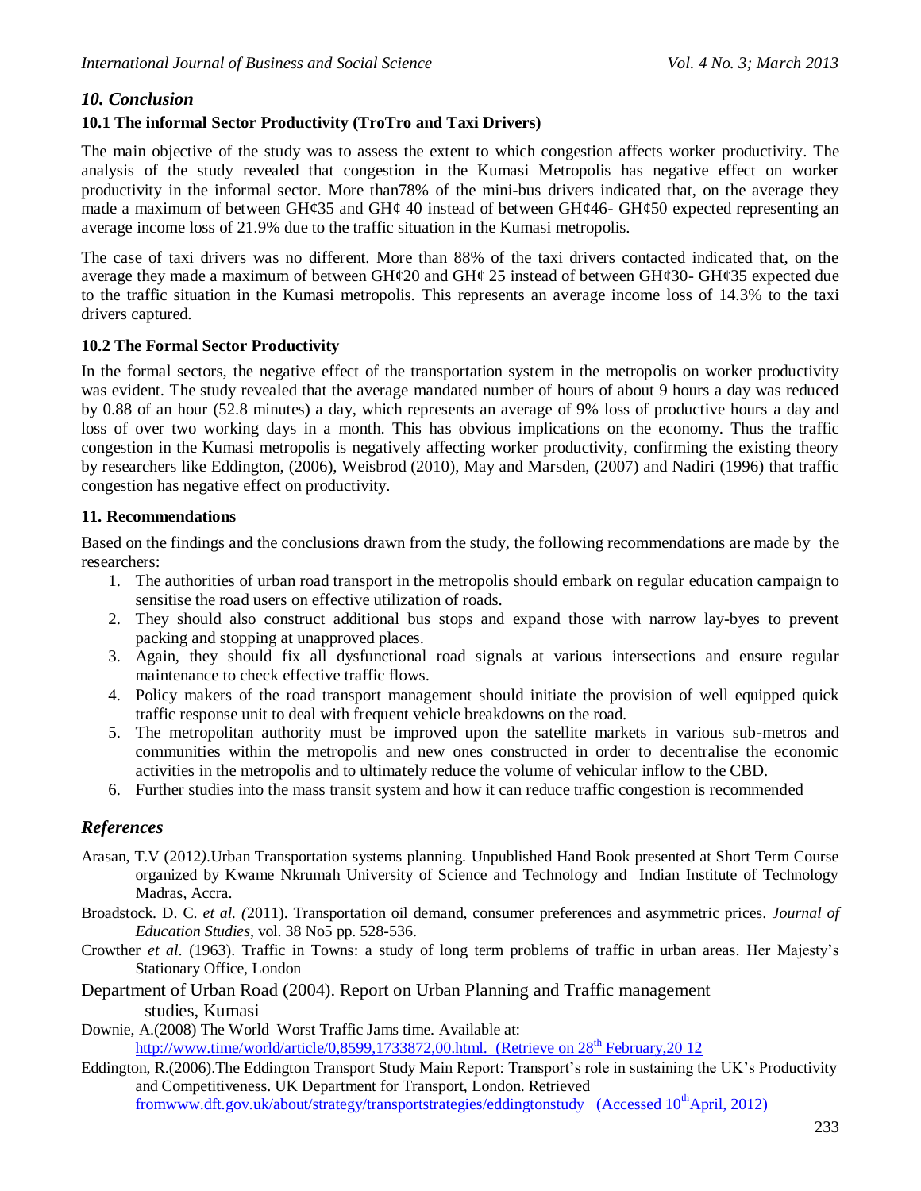## *10. Conclusion*

### 10.1 The informal Sector Productivity (TroTro and Taxi Drivers)

The main objective of the study was to assess the extent to which congestion affects worker productivity. The analysis of the study revealed that congestion in the Kumasi Metropolis has negative effect on worker productivity in the informal sector. More than78% of the mini-bus drivers indicated that, on the average they made a maximum of between GH¢35 and GH¢ 40 instead of between GH¢46- GH¢50 expected representing an average income loss of 21.9% due to the traffic situation in the Kumasi metropolis.

The case of taxi drivers was no different. More than 88% of the taxi drivers contacted indicated that, on the average they made a maximum of between GH¢20 and GH¢ 25 instead of between GH¢30- GH¢35 expected due to the traffic situation in the Kumasi metropolis. This represents an average income loss of 14.3% to the taxi drivers captured.

### 10.2 The Formal Sector Productivity

In the formal sectors, the negative effect of the transportation system in the metropolis on worker productivity was evident. The study revealed that the average mandated number of hours of about 9 hours a day was reduced by 0.88 of an hour (52.8 minutes) a day, which represents an average of 9% loss of productive hours a day and loss of over two working days in a month. This has obvious implications on the economy. Thus the traffic congestion in the Kumasi metropolis is negatively affecting worker productivity, confirming the existing theory by researchers like Eddington, (2006), Weisbrod (2010), May and Marsden, (2007) and Nadiri (1996) that traffic congestion has negative effect on productivity.

## 11. Recommendations

Based on the findings and the conclusions drawn from the study, the following recommendations are made by the researchers:

1. The authorities of urban road transport in the metropolis should embark on regular education campaign to sensitise the road users on effective utilization of roads.
2. They should also construct additional bus stops and expand those with narrow lay-byes to prevent packing and stopping at unapproved places.
3. Again, they should fix all dysfunctional road signals at various intersections and ensure regular maintenance to check effective traffic flows.
4. Policy makers of the road transport management should initiate the provision of well equipped quick traffic response unit to deal with frequent vehicle breakdowns on the road.
5. The metropolitan authority must be improved upon the satellite markets in various sub-metros and communities within the metropolis and new ones constructed in order to decentralise the economic activities in the metropolis and to ultimately reduce the volume of vehicular inflow to the CBD.
6. Further studies into the mass transit system and how it can reduce traffic congestion is recommended

## *References*

Arasan, T.V (2012*)*.Urban Transportation systems planning. Unpublished Hand Book presented at Short Term Course organized by Kwame Nkrumah University of Science and Technology and Indian Institute of Technology Madras, Accra.

Broadstock. D. C. *et al. (*2011). Transportation oil demand, consumer preferences and asymmetric prices. *Journal of Education Studies*, vol. 38 No5 pp. 528-536.

Crowther *et al*. (1963). Traffic in Towns: a study of long term problems of traffic in urban areas. Her Majesty's Stationary Office, London

Department of Urban Road (2004). Report on Urban Planning and Traffic management studies, Kumasi

Downie, A.(2008) The World Worst Traffic Jams time. Available at: http://www.time/world/article/0,8599,1733872,00.html. (Retrieve on 28th February,20 12

Eddington, R.(2006).The Eddington Transport Study Main Report: Transport's role in sustaining the UK's Productivity and Competitiveness. UK Department for Transport, London. Retrieved fromwww.dft.gov.uk/about/strategy/transportstrategies/eddingtonstudy (Accessed 10thApril, 2012)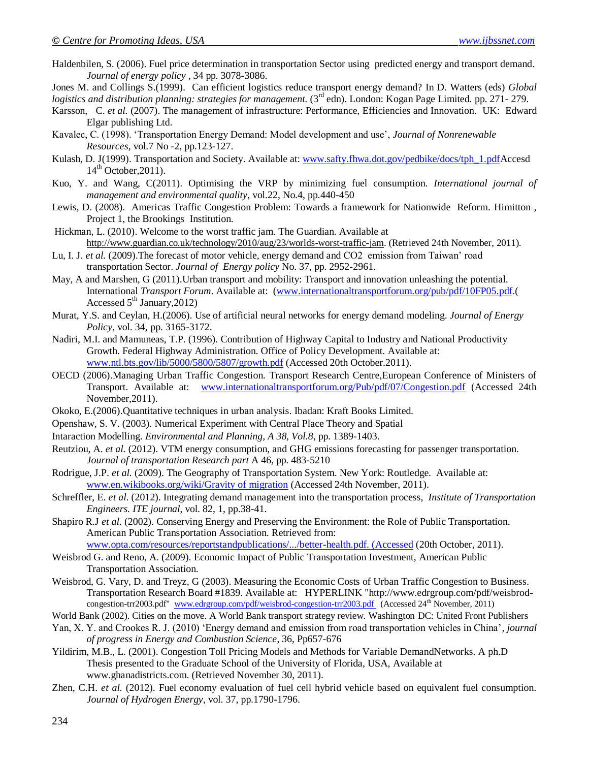Haldenbilen, S. (2006). Fuel price determination in transportation Sector using predicted energy and transport demand. *Journal of energy policy* , 34 pp. 3078-3086.

Jones M. and Collings S.(1999). Can efficient logistics reduce transport energy demand? In D. Watters (eds) *Global logistics and distribution planning: strategies for management.* (3rd edn). London: Kogan Page Limited. pp. 271- 279.

Karsson, C. *et al.* (2007). The management of infrastructure: Performance, Efficiencies and Innovation. UK: Edward Elgar publishing Ltd.

Kavalec, C. (1998). 'Transportation Energy Demand: Model development and use', *Journal of Nonrenewable Resources*, vol.7 No -2, pp.123-127.

Kulash, D. J(1999). Transportation and Society. Available at: www.safty.fhwa.dot.gov/pedbike/docs/tph_1.pdfAccesd 14th October,2011).

Kuo, Y. and Wang, C(2011). Optimising the VRP by minimizing fuel consumption. *International journal of management and environmental quality*, vol.22, No.4, pp.440-450

Lewis, D. (2008). Americas Traffic Congestion Problem: Towards a framework for Nationwide Reform. Himitton , Project 1, the Brookings Institution.

Hickman, L. (2010). Welcome to the worst traffic jam. The Guardian. Available at http://www.guardian.co.uk/technology/2010/aug/23/worlds-worst-traffic-jam. (Retrieved 24th November, 2011).

Lu, I. J. *et al.* (2009).The forecast of motor vehicle, energy demand and CO2 emission from Taiwan' road transportation Sector. *Journal of Energy policy* No. 37, pp. 2952-2961.

May, A and Marshen, G (2011).Urban transport and mobility: Transport and innovation unleashing the potential. International *Transport Forum*. Available at: (www.internationaltransportforum.org/pub/pdf/10FP05.pdf.( Accessed 5th January,2012)

Murat, Y.S. and Ceylan, H.(2006). Use of artificial neural networks for energy demand modeling. *Journal of Energy Policy*, vol. 34, pp. 3165-3172.

Nadiri, M.I. and Mamuneas, T.P. (1996). Contribution of Highway Capital to Industry and National Productivity Growth. Federal Highway Administration. Office of Policy Development. Available at: www.ntl.bts.gov/lib/5000/5800/5807/growth.pdf (Accessed 20th October.2011).

OECD (2006).Managing Urban Traffic Congestion. Transport Research Centre,European Conference of Ministers of Transport. Available at: www.internationaltransportforum.org/Pub/pdf/07/Congestion.pdf (Accessed 24th November,2011).

Okoko, E.(2006).Quantitative techniques in urban analysis. Ibadan: Kraft Books Limited.

Openshaw, S. V. (2003). Numerical Experiment with Central Place Theory and Spatial

Intaraction Modelling. *Environmental and Planning, A 38, Vol.8*, pp. 1389-1403.

Reutziou, A. *et al.* (2012). VTM energy consumption, and GHG emissions forecasting for passenger transportation. *Journal of transportation Research part* A 46, pp. 483-5210

Rodrigue, J.P. *et al.* (2009). The Geography of Transportation System. New York: Routledge. Available at: www.en.wikibooks.org/wiki/Gravity of migration (Accessed 24th November, 2011).

Schreffler, E. *et al.* (2012). Integrating demand management into the transportation process, *Institute of Transportation Engineers. ITE journal*, vol. 82, 1, pp.38-41.

Shapiro R.J *et al.* (2002). Conserving Energy and Preserving the Environment: the Role of Public Transportation. American Public Transportation Association. Retrieved from: www.opta.com/resources/reportstandpublications/.../better-health.pdf. (Accessed (20th October, 2011).

Weisbrod G. and Reno, A. (2009). Economic Impact of Public Transportation Investment, American Public Transportation Association.

Weisbrod, G. Vary, D. and Treyz, G (2003). Measuring the Economic Costs of Urban Traffic Congestion to Business. Transportation Research Board #1839. Available at: HYPERLINK "http://www.edrgroup.com/pdf/weisbrod-congestion-trr2003.pdf" www.edrgroup.com/pdf/weisbrod-congestion-trr2003.pdf (Accessed 24th November, 2011)

World Bank (2002). Cities on the move. A World Bank transport strategy review. Washington DC: United Front Publishers

Yan, X. Y. and Crookes R. J. (2010) 'Energy demand and emission from road transportation vehicles in China', *journal of progress in Energy and Combustion Science*, 36, Pp657-676

Yildirim, M.B., L. (2001). Congestion Toll Pricing Models and Methods for Variable DemandNetworks. A ph.D Thesis presented to the Graduate School of the University of Florida, USA, Available at www.ghanadistricts.com. (Retrieved November 30, 2011).

Zhen, C.H. *et al.* (2012). Fuel economy evaluation of fuel cell hybrid vehicle based on equivalent fuel consumption. *Journal of Hydrogen Energy*, vol. 37, pp.1790-1796.